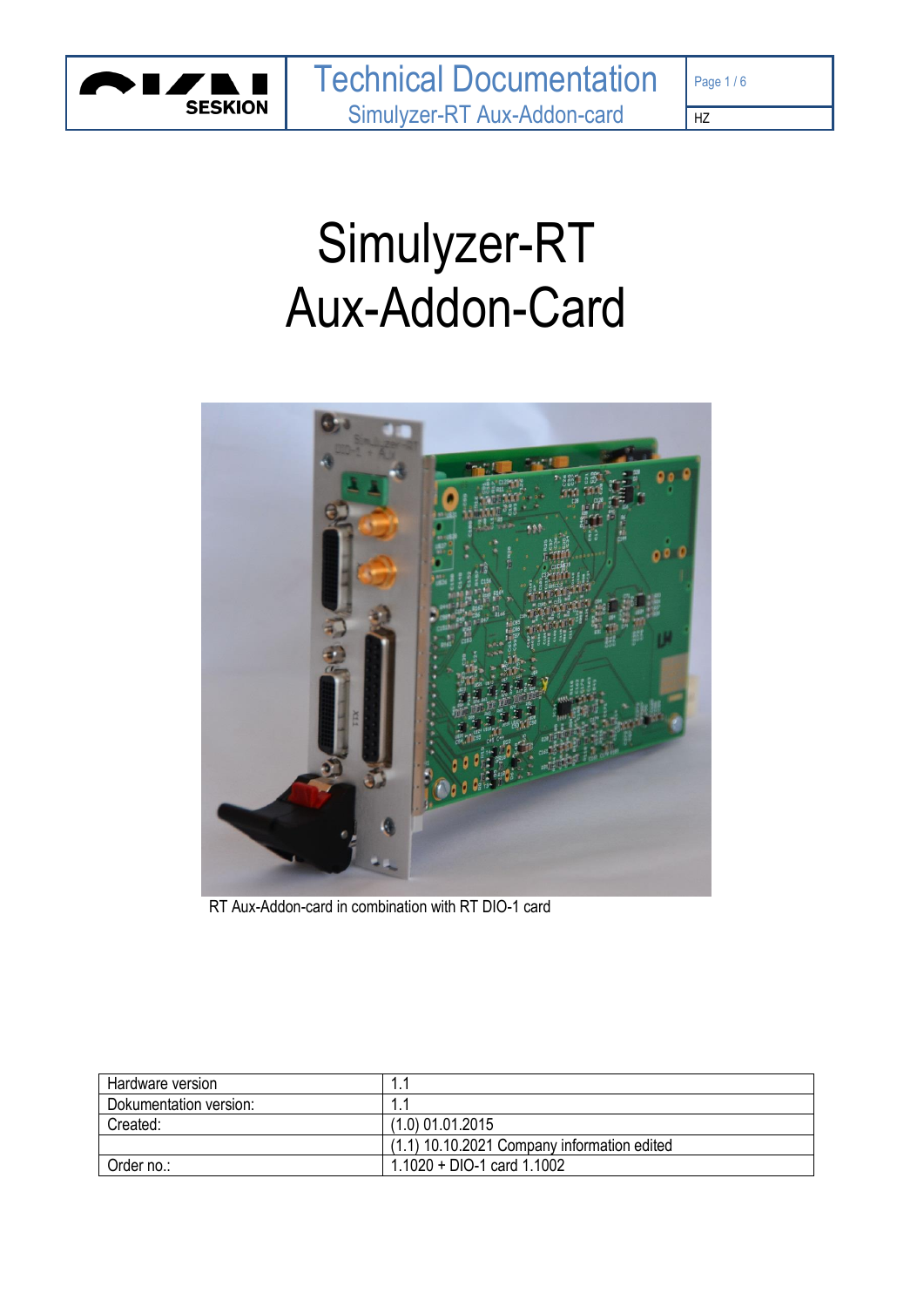# Simulyzer-RT
# Aux-Addon-Card

RT Aux-Addon-card in combination with RT DIO-1 card

| Hardware version | 1.1 |
|---|---|
| Dokumentation version: | 1.1 |
| Created: | (1.0) 01.01.2015 |
| | (1.1) 10.10.2021 Company information edited |
| Order no.: | 1.1020 + DIO-1 card 1.1002 |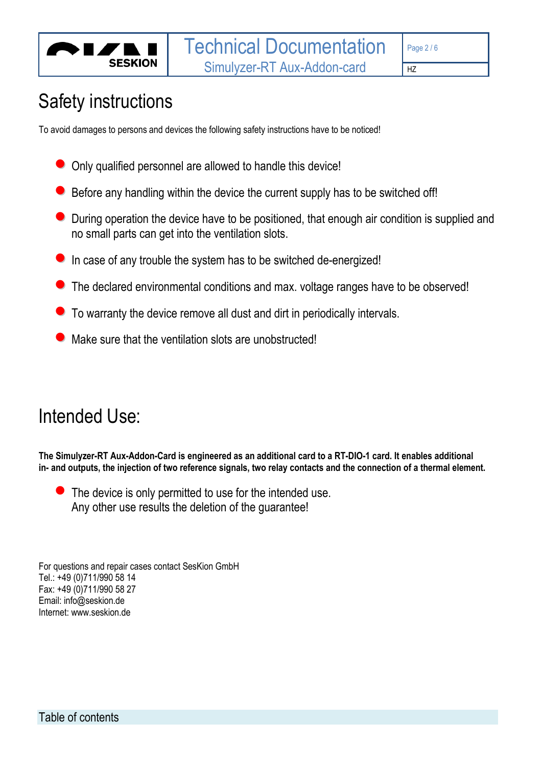# Safety instructions

To avoid damages to persons and devices the following safety instructions have to be noticed!

- Only qualified personnel are allowed to handle this device!
- Before any handling within the device the current supply has to be switched off!
- During operation the device have to be positioned, that enough air condition is supplied and no small parts can get into the ventilation slots.
- In case of any trouble the system has to be switched de-energized!
- The declared environmental conditions and max. voltage ranges have to be observed!
- To warranty the device remove all dust and dirt in periodically intervals.
- Make sure that the ventilation slots are unobstructed!

# Intended Use:

**The Simulyzer-RT Aux-Addon-Card is engineered as an additional card to a RT-DIO-1 card. It enables additional in- and outputs, the injection of two reference signals, two relay contacts and the connection of a thermal element.**

- The device is only permitted to use for the intended use.
  Any other use results the deletion of the guarantee!

For questions and repair cases contact SesKion GmbH
Tel.: +49 (0)711/990 58 14
Fax: +49 (0)711/990 58 27
Email: info@seskion.de
Internet: www.seskion.de

## Table of contents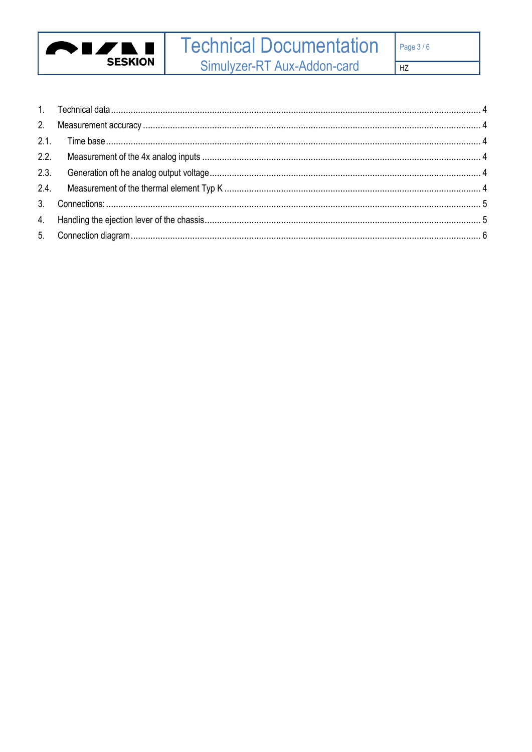1. Technical data ........................................................................................................................................ 4
2. Measurement accuracy ........................................................................................................................... 4
2.1. Time base ........................................................................................................................................... 4
2.2. Measurement of the 4x analog inputs ..................................................................................................... 4
2.3. Generation oft he analog output voltage .................................................................................................. 4
2.4. Measurement of the thermal element Typ K ............................................................................................ 4
3. Connections: .......................................................................................................................................... 5
4. Handling the ejection lever of the chassis .................................................................................................. 5
5. Connection diagram ................................................................................................................................ 6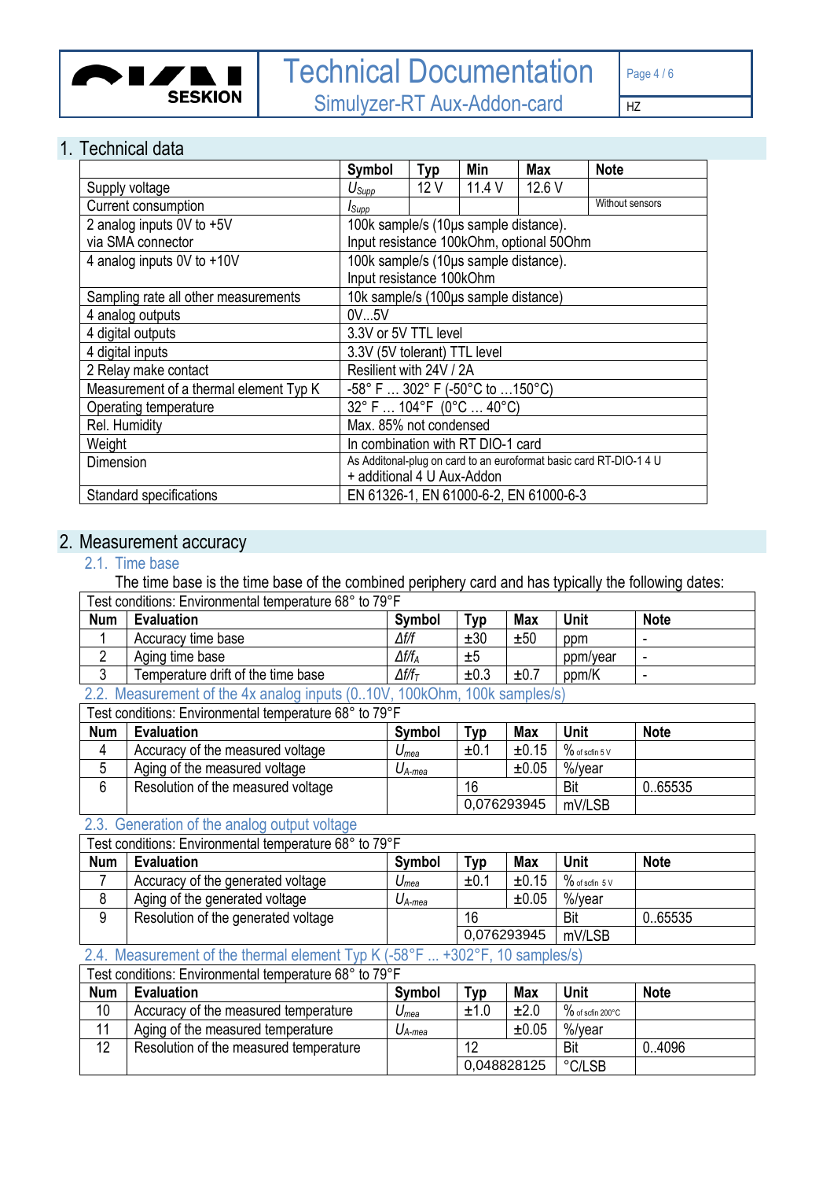# 1. Technical data

| | Symbol | Typ | Min | Max | Note |
|---|---|---|---|---|---|
| Supply voltage | $U_{Supp}$ | 12 V | 11.4 V | 12.6 V | |
| Current consumption | $I_{Supp}$ | | | | Without sensors |
| 2 analog inputs 0V to +5V via SMA connector | 100k sample/s (10µs sample distance). Input resistance 100kOhm, optional 50Ohm | | | | |
| 4 analog inputs 0V to +10V | 100k sample/s (10µs sample distance). Input resistance 100kOhm | | | | |
| Sampling rate all other measurements | 10k sample/s (100µs sample distance) | | | | |
| 4 analog outputs | 0V...5V | | | | |
| 4 digital outputs | 3.3V or 5V TTL level | | | | |
| 4 digital inputs | 3.3V (5V tolerant) TTL level | | | | |
| 2 Relay make contact | Resilient with 24V / 2A | | | | |
| Measurement of a thermal element Typ K | -58° F … 302° F (-50°C to …150°C) | | | | |
| Operating temperature | 32° F … 104°F (0°C … 40°C) | | | | |
| Rel. Humidity | Max. 85% not condensed | | | | |
| Weight | In combination with RT DIO-1 card | | | | |
| Dimension | As Additonal-plug on card to an euroformat basic card RT-DIO-1 4 U + additional 4 U Aux-Addon | | | | |
| Standard specifications | EN 61326-1, EN 61000-6-2, EN 61000-6-3 | | | | |

# 2. Measurement accuracy

## 2.1. Time base

The time base is the time base of the combined periphery card and has typically the following dates:

| Test conditions: Environmental temperature 68° to 79°F | | | | | | |
|---|---|---|---|---|---|---|
| **Num** | **Evaluation** | **Symbol** | **Typ** | **Max** | **Unit** | **Note** |
| 1 | Accuracy time base | $\Delta f/f$ | ±30 | ±50 | ppm | - |
| 2 | Aging time base | $\Delta f/f_A$ | ±5 | | ppm/year | - |
| 3 | Temperature drift of the time base | $\Delta f/f_T$ | ±0.3 | ±0.7 | ppm/K | - |

## 2.2. Measurement of the 4x analog inputs (0..10V, 100kOhm, 100k samples/s)

| Test conditions: Environmental temperature 68° to 79°F | | | | | | |
|---|---|---|---|---|---|---|
| **Num** | **Evaluation** | **Symbol** | **Typ** | **Max** | **Unit** | **Note** |
| 4 | Accuracy of the measured voltage | $U_{mea}$ | ±0.1 | ±0.15 | % of scfin 5 V | |
| 5 | Aging of the measured voltage | $U_{A\text{-}mea}$ | | ±0.05 | %/year | |
| 6 | Resolution of the measured voltage | | 16 | | Bit | 0..65535 |
| | | | 0,076293945 | | mV/LSB | |

## 2.3. Generation of the analog output voltage

| Test conditions: Environmental temperature 68° to 79°F | | | | | | |
|---|---|---|---|---|---|---|
| **Num** | **Evaluation** | **Symbol** | **Typ** | **Max** | **Unit** | **Note** |
| 7 | Accuracy of the generated voltage | $U_{mea}$ | ±0.1 | ±0.15 | % of scfin 5 V | |
| 8 | Aging of the generated voltage | $U_{A\text{-}mea}$ | | ±0.05 | %/year | |
| 9 | Resolution of the generated voltage | | 16 | | Bit | 0..65535 |
| | | | 0,076293945 | | mV/LSB | |

## 2.4. Measurement of the thermal element Typ K (-58°F ... +302°F, 10 samples/s)

| Test conditions: Environmental temperature 68° to 79°F | | | | | | |
|---|---|---|---|---|---|---|
| **Num** | **Evaluation** | **Symbol** | **Typ** | **Max** | **Unit** | **Note** |
| 10 | Accuracy of the measured temperature | $U_{mea}$ | ±1.0 | ±2.0 | % of scfin 200°C | |
| 11 | Aging of the measured temperature | $U_{A\text{-}mea}$ | | ±0.05 | %/year | |
| 12 | Resolution of the measured temperature | | 12 | | Bit | 0..4096 |
| | | | 0,048828125 | | °C/LSB | |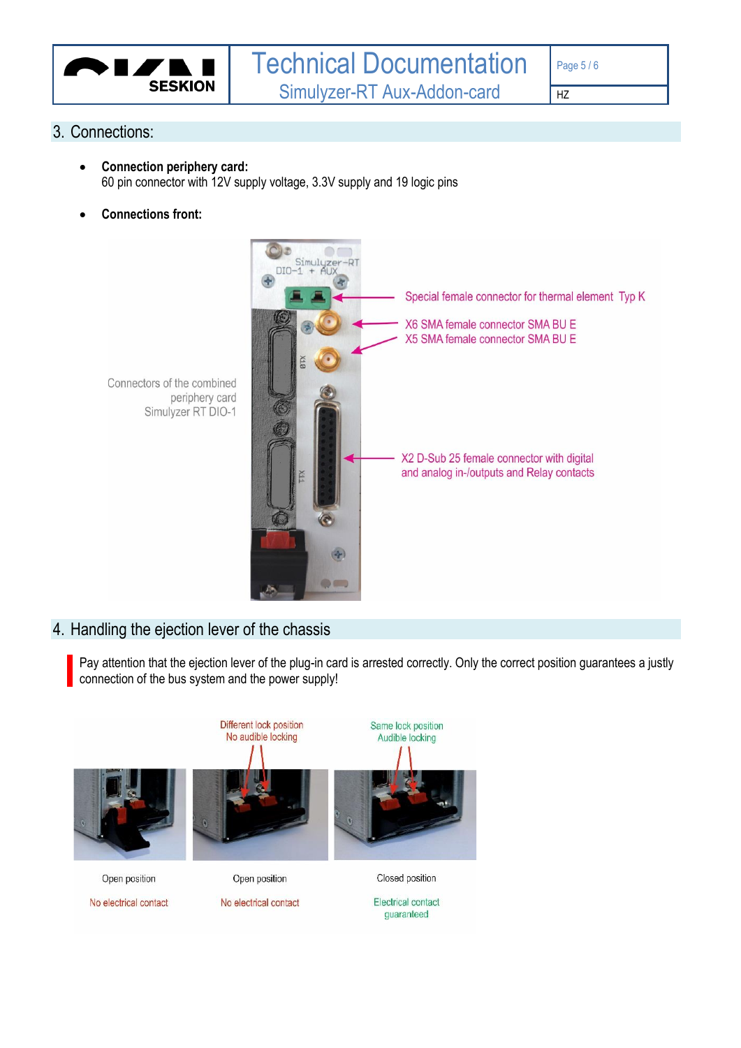## 3. Connections:

- **Connection periphery card:**
  60 pin connector with 12V supply voltage, 3.3V supply and 19 logic pins

- **Connections front:**

Connectors of the combined periphery card Simulyzer RT DIO-1

Special female connector for thermal element Typ K

X6 SMA female connector SMA BU E
X5 SMA female connector SMA BU E

X2 D-Sub 25 female connector with digital and analog in-/outputs and Relay contacts

## 4. Handling the ejection lever of the chassis

Pay attention that the ejection lever of the plug-in card is arrested correctly. Only the correct position guarantees a justly connection of the bus system and the power supply!

Different lock position
No audible locking

Same lock position
Audible locking

| Open position | Open position | Closed position |
|---|---|---|
| No electrical contact | No electrical contact | Electrical contact guaranteed |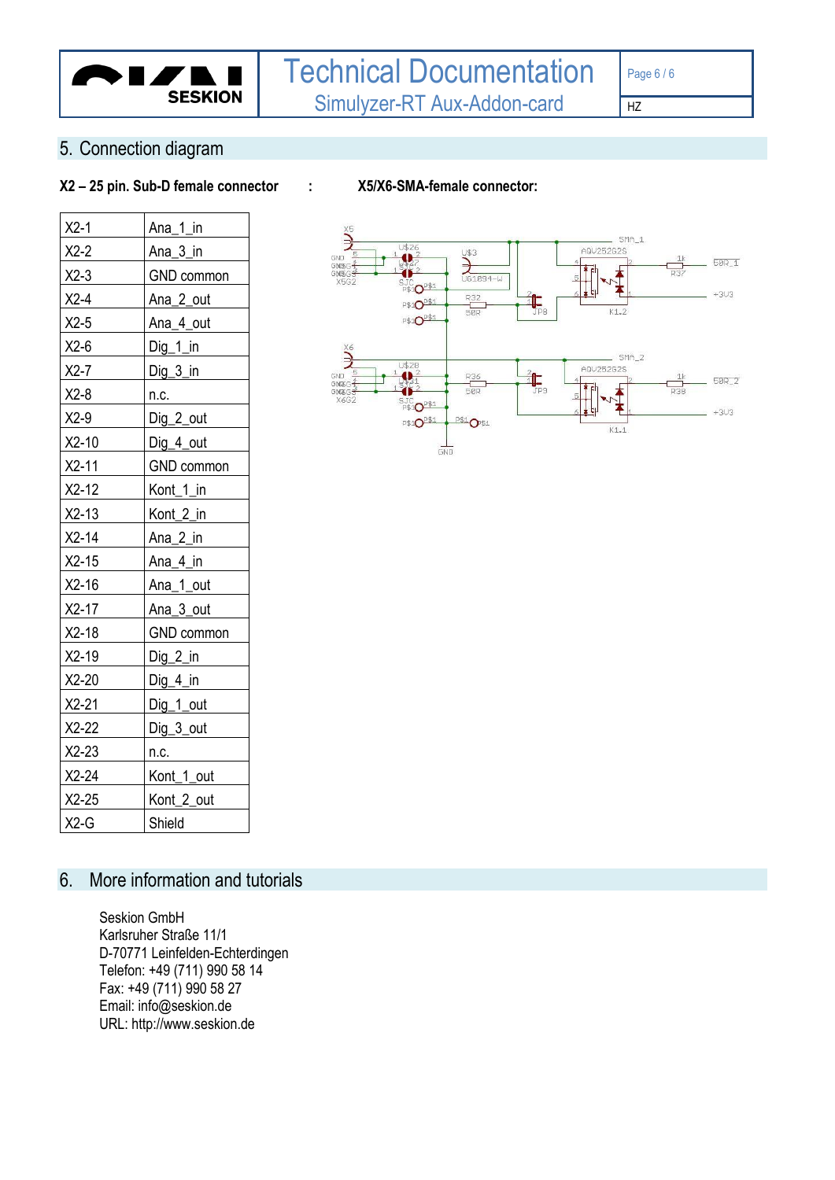## 5. Connection diagram

**X2 – 25 pin. Sub-D female connector : X5/X6-SMA-female connector:**

| | |
|---|---|
| X2-1 | Ana_1_in |
| X2-2 | Ana_3_in |
| X2-3 | GND common |
| X2-4 | Ana_2_out |
| X2-5 | Ana_4_out |
| X2-6 | Dig_1_in |
| X2-7 | Dig_3_in |
| X2-8 | n.c. |
| X2-9 | Dig_2_out |
| X2-10 | Dig_4_out |
| X2-11 | GND common |
| X2-12 | Kont_1_in |
| X2-13 | Kont_2_in |
| X2-14 | Ana_2_in |
| X2-15 | Ana_4_in |
| X2-16 | Ana_1_out |
| X2-17 | Ana_3_out |
| X2-18 | GND common |
| X2-19 | Dig_2_in |
| X2-20 | Dig_4_in |
| X2-21 | Dig_1_out |
| X2-22 | Dig_3_out |
| X2-23 | n.c. |
| X2-24 | Kont_1_out |
| X2-25 | Kont_2_out |
| X2-G | Shield |

## 6. More information and tutorials

Seskion GmbH
Karlsruher Straße 11/1
D-70771 Leinfelden-Echterdingen
Telefon: +49 (711) 990 58 14
Fax: +49 (711) 990 58 27
Email: info@seskion.de
URL: http://www.seskion.de